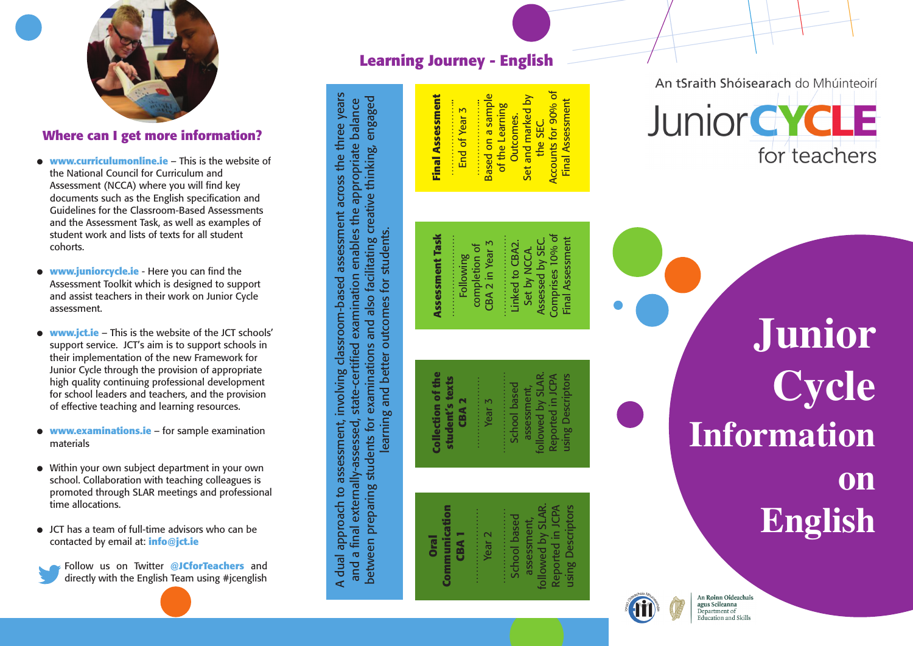## Where can I get more information?

- **www.curriculumonline.ie** – This is the website of the National Council for Curriculum and Assessment (NCCA) where you will find key documents such as the English specification and Guidelines for the Classroom-Based Assessments and the Assessment Task, as well as examples of student work and lists of texts for all student cohorts.
- **www.juniorcycle.ie** - Here you can find the Assessment Toolkit which is designed to support and assist teachers in their work on Junior Cycle assessment.
- **www.jct.ie** – This is the website of the JCT schools' support service. JCT's aim is to support schools in their implementation of the new Framework for Junior Cycle through the provision of appropriate high quality continuing professional development for school leaders and teachers, and the provision of effective teaching and learning resources.
- **www.examinations.ie** – for sample examination materials
- Within your own subject department in your own school. Collaboration with teaching colleagues is promoted through SLAR meetings and professional time allocations.
- JCT has a team of full-time advisors who can be contacted by email at: **info@jct.ie**

Follow us on Twitter **@JCforTeachers** and directly with the English Team using #jcenglish

## Learning Journey - English

A dual approach to assessment, involving classroom-based assessment across the three years and a final externally-assessed, state-certified examination enables the appropriate balance between preparing students for examinations and also facilitating creative thinking, engaged learning and better outcomes for students.

| Oral Communication CBA 1 | Collection of the student's texts CBA 2 | Assessment Task | Final Assessment |
|---|---|---|---|
| Year 2 | Year 3 | Following completion of CBA 2 in Year 3 | End of Year 3 |
| School based assessment, followed by SLAR. Reported in JCPA using Descriptors | School based assessment, followed by SLAR. Reported in JCPA using Descriptors | Linked to CBA2. Set by NCCA. Assessed by SEC. Comprises 10% of Final Assessment | Based on a sample of the Learning Outcomes. Set and marked by the SEC. Accounts for 90% of Final Assessment |

An tSraith Shóisearach do Mhúinteoirí

Junior CYCLE for teachers

# Junior Cycle Information on English

An Roinn Oideachais agus Scileanna
Department of Education and Skills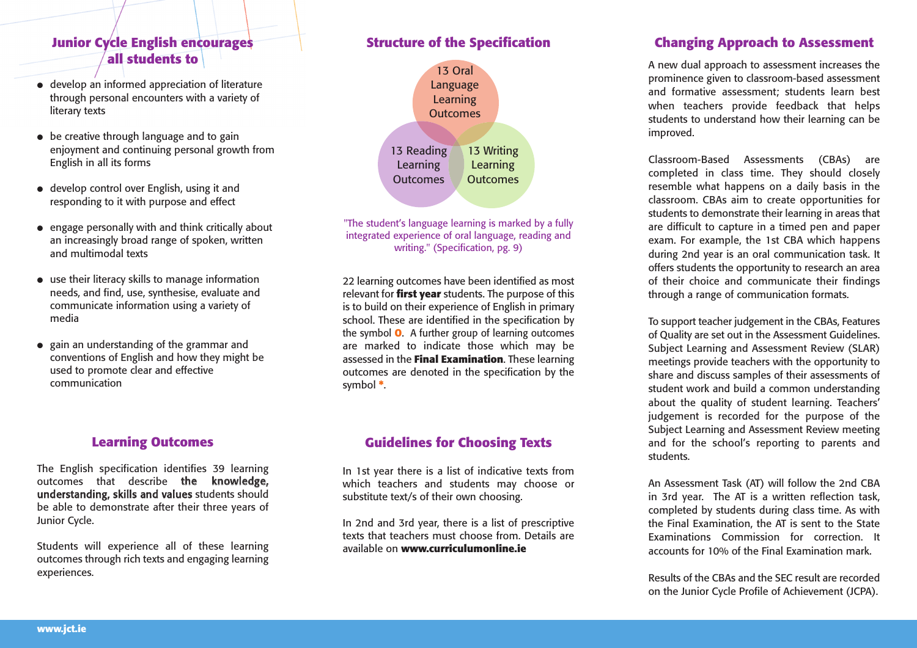## Junior Cycle English encourages all students to

- develop an informed appreciation of literature through personal encounters with a variety of literary texts
- be creative through language and to gain enjoyment and continuing personal growth from English in all its forms
- develop control over English, using it and responding to it with purpose and effect
- engage personally with and think critically about an increasingly broad range of spoken, written and multimodal texts
- use their literacy skills to manage information needs, and find, use, synthesise, evaluate and communicate information using a variety of media
- gain an understanding of the grammar and conventions of English and how they might be used to promote clear and effective communication

## Learning Outcomes

The English specification identifies 39 learning outcomes that describe **the knowledge, understanding, skills and values** students should be able to demonstrate after their three years of Junior Cycle.

Students will experience all of these learning outcomes through rich texts and engaging learning experiences.

## Structure of the Specification

13 Oral Language Learning Outcomes

13 Reading Learning Outcomes

13 Writing Learning Outcomes

"The student's language learning is marked by a fully integrated experience of oral language, reading and writing." (Specification, pg. 9)

22 learning outcomes have been identified as most relevant for **first year** students. The purpose of this is to build on their experience of English in primary school. These are identified in the specification by the symbol **O**. A further group of learning outcomes are marked to indicate those which may be assessed in the **Final Examination**. These learning outcomes are denoted in the specification by the symbol *.

## Guidelines for Choosing Texts

In 1st year there is a list of indicative texts from which teachers and students may choose or substitute text/s of their own choosing.

In 2nd and 3rd year, there is a list of prescriptive texts that teachers must choose from. Details are available on **www.curriculumonline.ie**

## Changing Approach to Assessment

A new dual approach to assessment increases the prominence given to classroom-based assessment and formative assessment; students learn best when teachers provide feedback that helps students to understand how their learning can be improved.

Classroom-Based Assessments (CBAs) are completed in class time. They should closely resemble what happens on a daily basis in the classroom. CBAs aim to create opportunities for students to demonstrate their learning in areas that are difficult to capture in a timed pen and paper exam. For example, the 1st CBA which happens during 2nd year is an oral communication task. It offers students the opportunity to research an area of their choice and communicate their findings through a range of communication formats.

To support teacher judgement in the CBAs, Features of Quality are set out in the Assessment Guidelines. Subject Learning and Assessment Review (SLAR) meetings provide teachers with the opportunity to share and discuss samples of their assessments of student work and build a common understanding about the quality of student learning. Teachers' judgement is recorded for the purpose of the Subject Learning and Assessment Review meeting and for the school's reporting to parents and students.

An Assessment Task (AT) will follow the 2nd CBA in 3rd year. The AT is a written reflection task, completed by students during class time. As with the Final Examination, the AT is sent to the State Examinations Commission for correction. It accounts for 10% of the Final Examination mark.

Results of the CBAs and the SEC result are recorded on the Junior Cycle Profile of Achievement (JCPA).

www.jct.ie